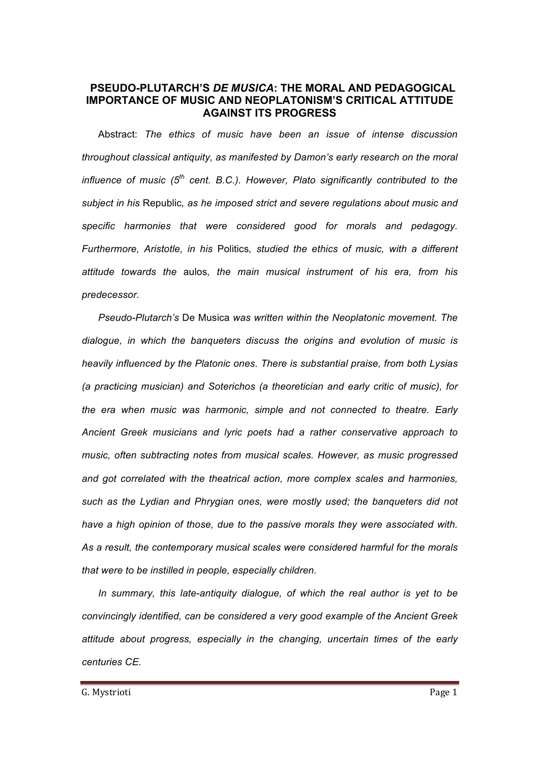# PSEUDO-PLUTARCH'S *DE MUSICA*: THE MORAL AND PEDAGOGICAL IMPORTANCE OF MUSIC AND NEOPLATONISM'S CRITICAL ATTITUDE AGAINST ITS PROGRESS

Abstract: *The ethics of music have been an issue of intense discussion throughout classical antiquity, as manifested by Damon's early research on the moral influence of music (5$^{th}$ cent. B.C.). However, Plato significantly contributed to the subject in his* Republic*, as he imposed strict and severe regulations about music and specific harmonies that were considered good for morals and pedagogy. Furthermore, Aristotle, in his* Politics*, studied the ethics of music, with a different attitude towards the* aulos*, the main musical instrument of his era, from his predecessor.*

*Pseudo-Plutarch's* De Musica *was written within the Neoplatonic movement. The dialogue, in which the banqueters discuss the origins and evolution of music is heavily influenced by the Platonic ones. There is substantial praise, from both Lysias (a practicing musician) and Soterichos (a theoretician and early critic of music), for the era when music was harmonic, simple and not connected to theatre. Early Ancient Greek musicians and lyric poets had a rather conservative approach to music, often subtracting notes from musical scales. However, as music progressed and got correlated with the theatrical action, more complex scales and harmonies, such as the Lydian and Phrygian ones, were mostly used; the banqueters did not have a high opinion of those, due to the passive morals they were associated with. As a result, the contemporary musical scales were considered harmful for the morals that were to be instilled in people, especially children.*

*In summary, this late-antiquity dialogue, of which the real author is yet to be convincingly identified, can be considered a very good example of the Ancient Greek attitude about progress, especially in the changing, uncertain times of the early centuries CE.*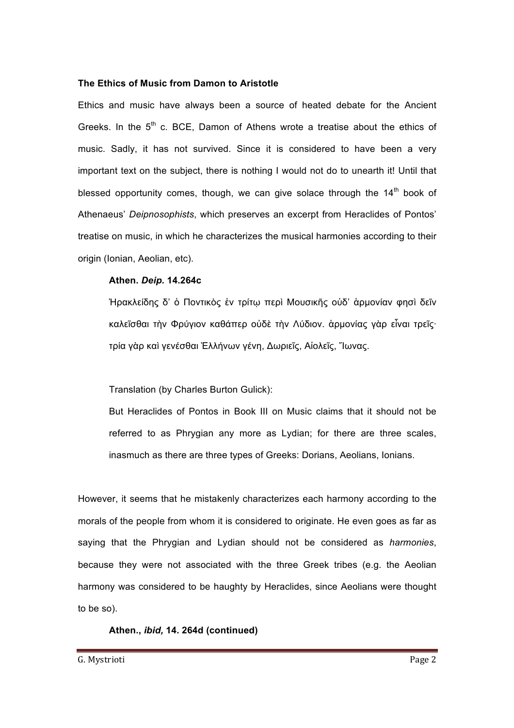**The Ethics of Music from Damon to Aristotle**

Ethics and music have always been a source of heated debate for the Ancient Greeks. In the 5th c. BCE, Damon of Athens wrote a treatise about the ethics of music. Sadly, it has not survived. Since it is considered to have been a very important text on the subject, there is nothing I would not do to unearth it! Until that blessed opportunity comes, though, we can give solace through the 14th book of Athenaeus' *Deipnosophists*, which preserves an excerpt from Heraclides of Pontos' treatise on music, in which he characterizes the musical harmonies according to their origin (Ionian, Aeolian, etc).

> **Athen. *Deip.* 14.264c**
>
> Ἡρακλείδης δ' ὁ Ποντικὸς ἐν τρίτῳ περὶ Μουσικῆς οὐδ' ἁρμονίαν φησὶ δεῖν καλεῖσθαι τὴν Φρύγιον καθάπερ οὐδὲ τὴν Λύδιον. ἁρμονίας γὰρ εἶναι τρεῖς· τρία γὰρ καὶ γενέσθαι Ἑλλήνων γένη, Δωριεῖς, Αἰολεῖς, Ἴωνας.
>
> Translation (by Charles Burton Gulick):
>
> But Heraclides of Pontos in Book III on Music claims that it should not be referred to as Phrygian any more as Lydian; for there are three scales, inasmuch as there are three types of Greeks: Dorians, Aeolians, Ionians.

However, it seems that he mistakenly characterizes each harmony according to the morals of the people from whom it is considered to originate. He even goes as far as saying that the Phrygian and Lydian should not be considered as *harmonies*, because they were not associated with the three Greek tribes (e.g. the Aeolian harmony was considered to be haughty by Heraclides, since Aeolians were thought to be so).

> **Athen., *ibid,* 14. 264d (continued)**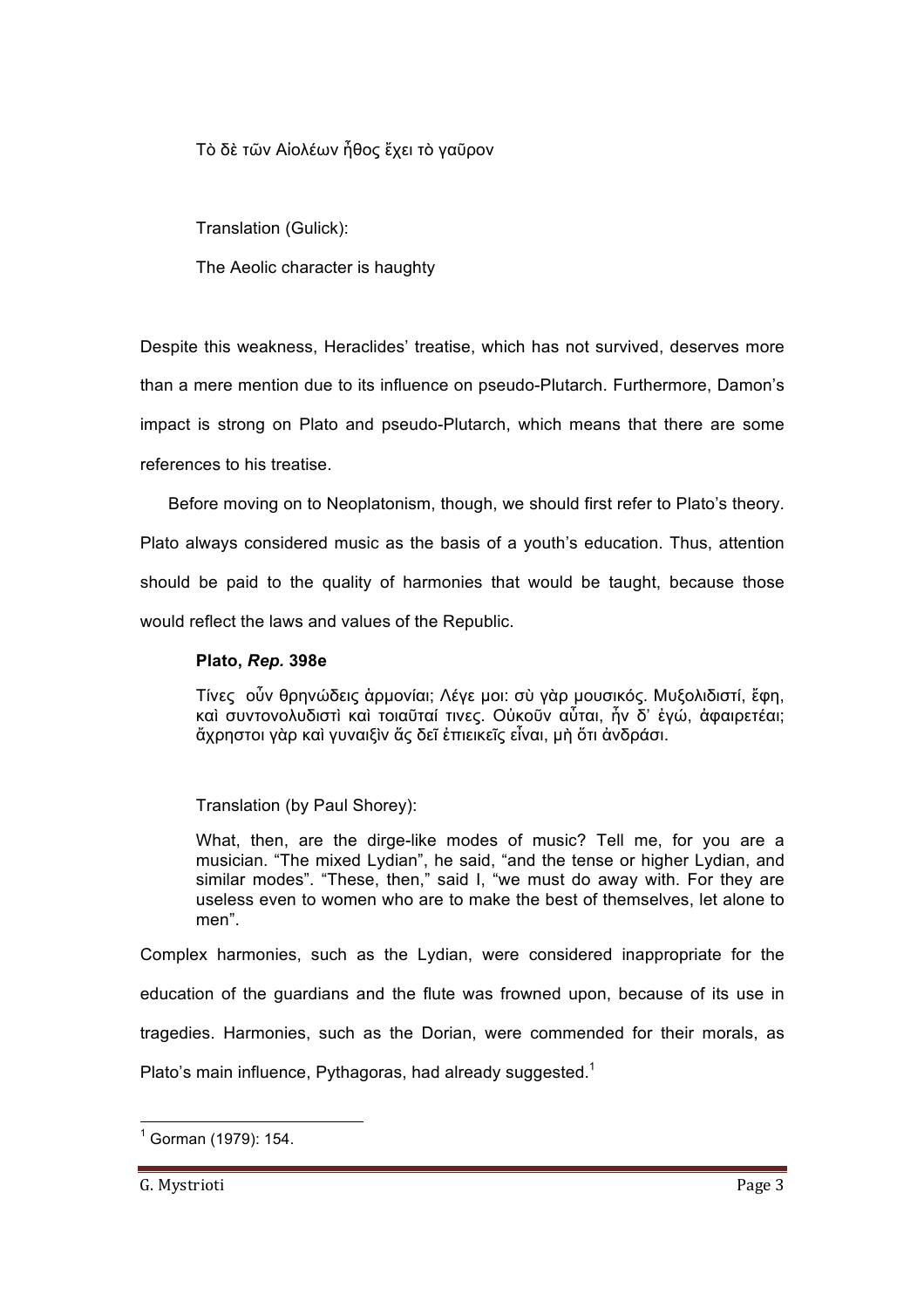Τὸ δὲ τῶν Αἰολέων ἦθος ἔχει τὸ γαῦρον

Translation (Gulick):

The Aeolic character is haughty

Despite this weakness, Heraclides' treatise, which has not survived, deserves more than a mere mention due to its influence on pseudo-Plutarch. Furthermore, Damon's impact is strong on Plato and pseudo-Plutarch, which means that there are some references to his treatise.

Before moving on to Neoplatonism, though, we should first refer to Plato's theory. Plato always considered music as the basis of a youth's education. Thus, attention should be paid to the quality of harmonies that would be taught, because those would reflect the laws and values of the Republic.

**Plato, *Rep.* 398e**

Τίνες οὖν θρηνώδεις ἁρμονίαι; Λέγε μοι: σὺ γὰρ μουσικός. Μυξολιδιστί, ἔφη, καὶ συντονολυδιστὶ καὶ τοιαῦταί τινες. Οὐκοῦν αὗται, ἦν δ' ἐγώ, ἀφαιρετέαι; ἄχρηστοι γὰρ καὶ γυναιξὶν ἃς δεῖ ἐπιεικεῖς εἶναι, μὴ ὅτι ἀνδράσι.

Translation (by Paul Shorey):

What, then, are the dirge-like modes of music? Tell me, for you are a musician. "The mixed Lydian", he said, "and the tense or higher Lydian, and similar modes". "These, then," said I, "we must do away with. For they are useless even to women who are to make the best of themselves, let alone to men".

Complex harmonies, such as the Lydian, were considered inappropriate for the education of the guardians and the flute was frowned upon, because of its use in tragedies. Harmonies, such as the Dorian, were commended for their morals, as Plato's main influence, Pythagoras, had already suggested.[1]

[1] Gorman (1979): 154.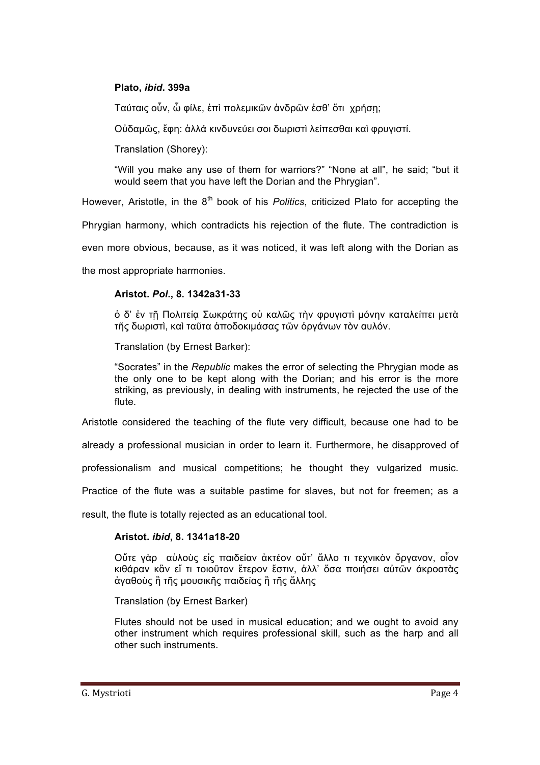**Plato, *ibid*. 399a**

Ταύταις οὖν, ὦ φίλε, ἐπὶ πολεμικῶν ἀνδρῶν ἐσθ' ὅτι χρήσῃ;

Οὐδαμῶς, ἔφη: ἀλλά κινδυνεύει σοι δωριστὶ λείπεσθαι καὶ φρυγιστί.

Translation (Shorey):

"Will you make any use of them for warriors?" "None at all", he said; "but it would seem that you have left the Dorian and the Phrygian".

However, Aristotle, in the 8th book of his *Politics*, criticized Plato for accepting the Phrygian harmony, which contradicts his rejection of the flute. The contradiction is even more obvious, because, as it was noticed, it was left along with the Dorian as the most appropriate harmonies.

**Aristot. *Pol*., 8. 1342a31-33**

ὁ δ' ἐν τῇ Πολιτείᾳ Σωκράτης οὐ καλῶς τὴν φρυγιστὶ μόνην καταλείπει μετὰ τῆς δωριστὶ, καὶ ταῦτα ἀποδοκιμάσας τῶν ὀργάνων τὸν αυλόν.

Translation (by Ernest Barker):

"Socrates" in the *Republic* makes the error of selecting the Phrygian mode as the only one to be kept along with the Dorian; and his error is the more striking, as previously, in dealing with instruments, he rejected the use of the flute.

Aristotle considered the teaching of the flute very difficult, because one had to be already a professional musician in order to learn it. Furthermore, he disapproved of professionalism and musical competitions; he thought they vulgarized music. Practice of the flute was a suitable pastime for slaves, but not for freemen; as a result, the flute is totally rejected as an educational tool.

**Aristot. *ibid*, 8. 1341a18-20**

Οὔτε γὰρ αὐλοὺς εἰς παιδείαν ἀκτέον οὔτ' ἄλλο τι τεχνικὸν ὄργανον, οἷον κιθάραν κἂν εἴ τι τοιοῦτον ἕτερον ἔστιν, ἀλλ' ὅσα ποιήσει αὐτῶν ἀκροατὰς ἀγαθοὺς ἢ τῆς μουσικῆς παιδείας ἢ τῆς ἄλλης

Translation (by Ernest Barker)

Flutes should not be used in musical education; and we ought to avoid any other instrument which requires professional skill, such as the harp and all other such instruments.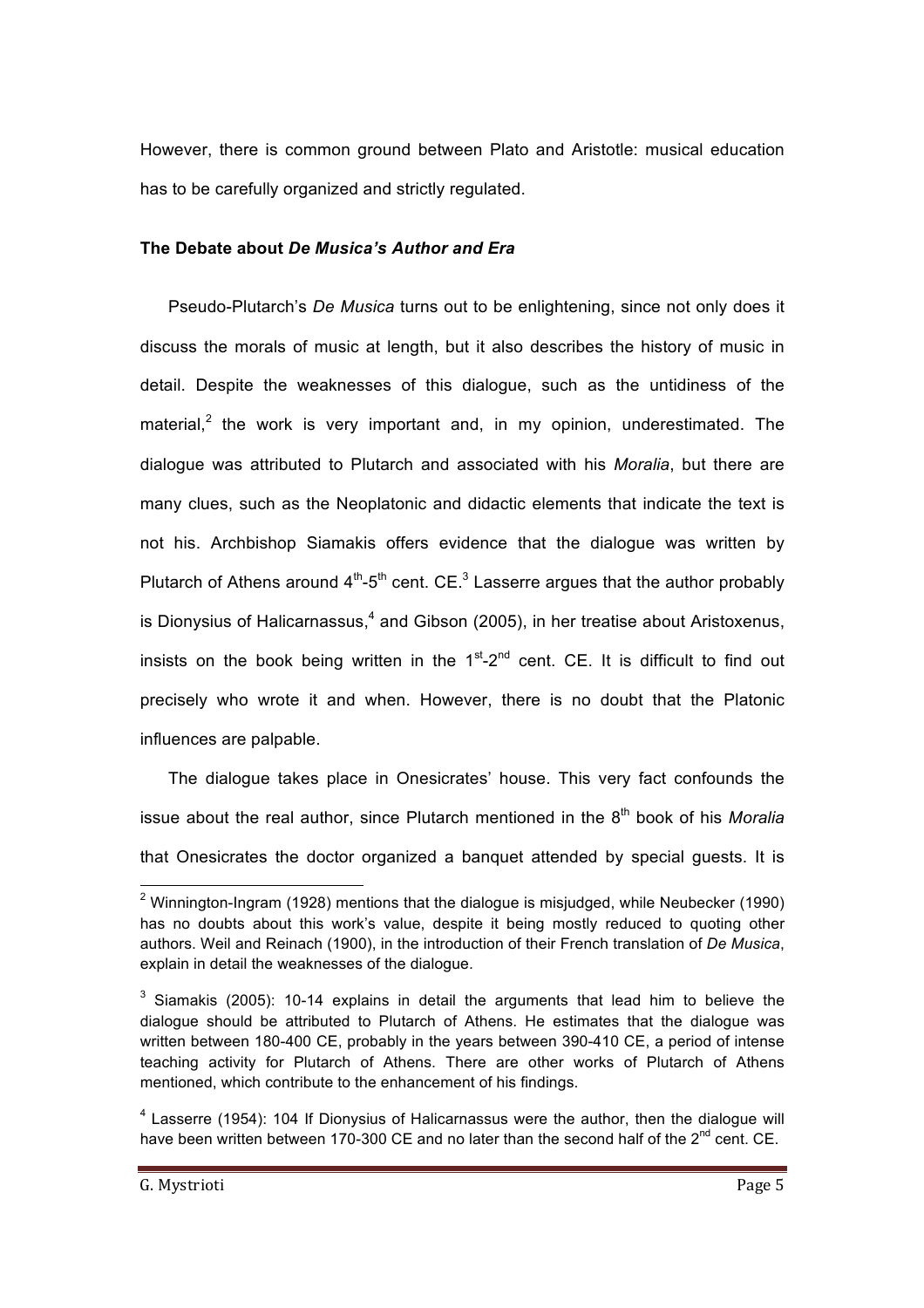However, there is common ground between Plato and Aristotle: musical education has to be carefully organized and strictly regulated.

**The Debate about *De Musica's Author and Era***

Pseudo-Plutarch's *De Musica* turns out to be enlightening, since not only does it discuss the morals of music at length, but it also describes the history of music in detail. Despite the weaknesses of this dialogue, such as the untidiness of the material,[2] the work is very important and, in my opinion, underestimated. The dialogue was attributed to Plutarch and associated with his *Moralia*, but there are many clues, such as the Neoplatonic and didactic elements that indicate the text is not his. Archbishop Siamakis offers evidence that the dialogue was written by Plutarch of Athens around 4$^{th}$-5$^{th}$ cent. CE.[3] Lasserre argues that the author probably is Dionysius of Halicarnassus,[4] and Gibson (2005), in her treatise about Aristoxenus, insists on the book being written in the 1$^{st}$-2$^{nd}$ cent. CE. It is difficult to find out precisely who wrote it and when. However, there is no doubt that the Platonic influences are palpable.

The dialogue takes place in Onesicrates' house. This very fact confounds the issue about the real author, since Plutarch mentioned in the 8$^{th}$ book of his *Moralia* that Onesicrates the doctor organized a banquet attended by special guests. It is

---

[2] Winnington-Ingram (1928) mentions that the dialogue is misjudged, while Neubecker (1990) has no doubts about this work's value, despite it being mostly reduced to quoting other authors. Weil and Reinach (1900), in the introduction of their French translation of *De Musica*, explain in detail the weaknesses of the dialogue.

[3] Siamakis (2005): 10-14 explains in detail the arguments that lead him to believe the dialogue should be attributed to Plutarch of Athens. He estimates that the dialogue was written between 180-400 CE, probably in the years between 390-410 CE, a period of intense teaching activity for Plutarch of Athens. There are other works of Plutarch of Athens mentioned, which contribute to the enhancement of his findings.

[4] Lasserre (1954): 104 If Dionysius of Halicarnassus were the author, then the dialogue will have been written between 170-300 CE and no later than the second half of the 2$^{nd}$ cent. CE.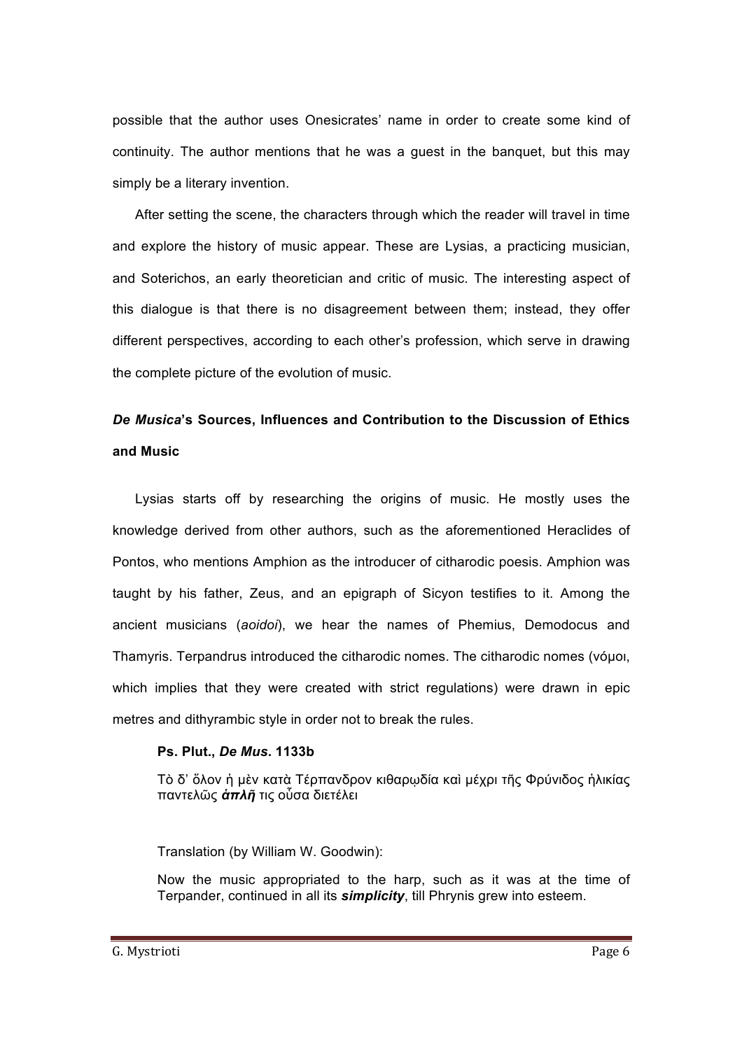possible that the author uses Onesicrates' name in order to create some kind of continuity. The author mentions that he was a guest in the banquet, but this may simply be a literary invention.

After setting the scene, the characters through which the reader will travel in time and explore the history of music appear. These are Lysias, a practicing musician, and Soterichos, an early theoretician and critic of music. The interesting aspect of this dialogue is that there is no disagreement between them; instead, they offer different perspectives, according to each other's profession, which serve in drawing the complete picture of the evolution of music.

## *De Musica*'s Sources, Influences and Contribution to the Discussion of Ethics and Music

Lysias starts off by researching the origins of music. He mostly uses the knowledge derived from other authors, such as the aforementioned Heraclides of Pontos, who mentions Amphion as the introducer of citharodic poesis. Amphion was taught by his father, Zeus, and an epigraph of Sicyon testifies to it. Among the ancient musicians (*aoidoi*), we hear the names of Phemius, Demodocus and Thamyris. Terpandrus introduced the citharodic nomes. The citharodic nomes (νόμοι, which implies that they were created with strict regulations) were drawn in epic metres and dithyrambic style in order not to break the rules.

**Ps. Plut., *De Mus*. 1133b**

Τὸ δ' ὅλον ἡ μὲν κατὰ Τέρπανδρον κιθαρῳδία καὶ μέχρι τῆς Φρύνιδος ἡλικίας παντελῶς ***ἁπλῆ*** τις οὖσα διετέλει

Translation (by William W. Goodwin):

Now the music appropriated to the harp, such as it was at the time of Terpander, continued in all its ***simplicity***, till Phrynis grew into esteem.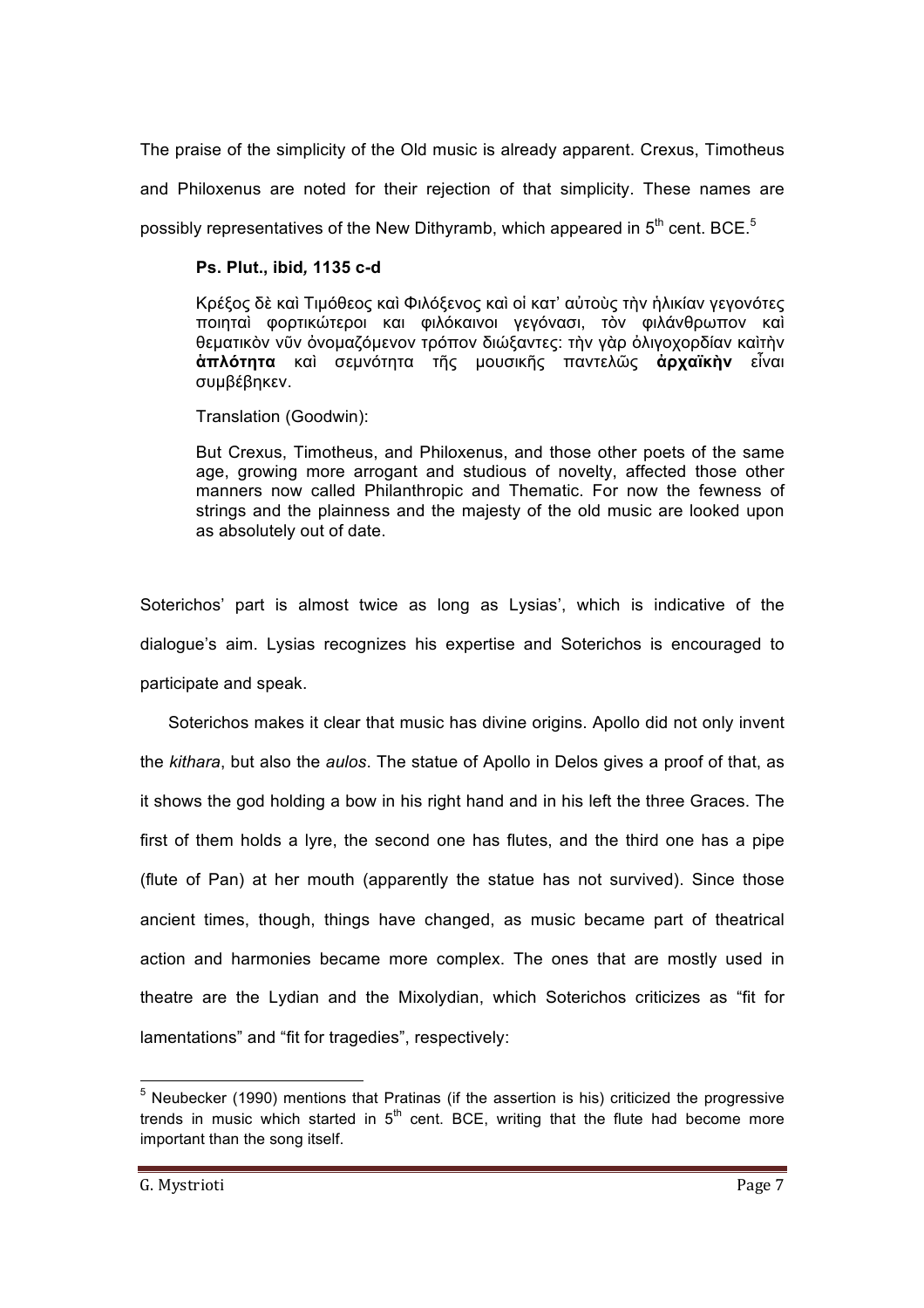The praise of the simplicity of the Old music is already apparent. Crexus, Timotheus and Philoxenus are noted for their rejection of that simplicity. These names are possibly representatives of the New Dithyramb, which appeared in 5th cent. BCE.[5]

> **Ps. Plut., ibid, 1135 c-d**
>
> Κρέξος δὲ καὶ Τιμόθεος καὶ Φιλόξενος καὶ οἱ κατ' αὐτοὺς τὴν ἡλικίαν γεγονότες ποιηταὶ φορτικώτεροι και φιλόκαινοι γεγόνασι, τὸν φιλάνθρωπον καὶ θεματικὸν νῦν ὀνομαζόμενον τρόπον διώξαντες: τὴν γὰρ ὀλιγοχορδίαν καὶτὴν **ἁπλότητα** καὶ σεμνότητα τῆς μουσικῆς παντελῶς **ἀρχαϊκὴν** εἶναι συμβέβηκεν.
>
> Translation (Goodwin):
>
> But Crexus, Timotheus, and Philoxenus, and those other poets of the same age, growing more arrogant and studious of novelty, affected those other manners now called Philanthropic and Thematic. For now the fewness of strings and the plainness and the majesty of the old music are looked upon as absolutely out of date.

Soterichos' part is almost twice as long as Lysias', which is indicative of the dialogue's aim. Lysias recognizes his expertise and Soterichos is encouraged to participate and speak.

Soterichos makes it clear that music has divine origins. Apollo did not only invent the *kithara*, but also the *aulos*. The statue of Apollo in Delos gives a proof of that, as it shows the god holding a bow in his right hand and in his left the three Graces. The first of them holds a lyre, the second one has flutes, and the third one has a pipe (flute of Pan) at her mouth (apparently the statue has not survived). Since those ancient times, though, things have changed, as music became part of theatrical action and harmonies became more complex. The ones that are mostly used in theatre are the Lydian and the Mixolydian, which Soterichos criticizes as "fit for lamentations" and "fit for tragedies", respectively:

---

[5] Neubecker (1990) mentions that Pratinas (if the assertion is his) criticized the progressive trends in music which started in 5th cent. BCE, writing that the flute had become more important than the song itself.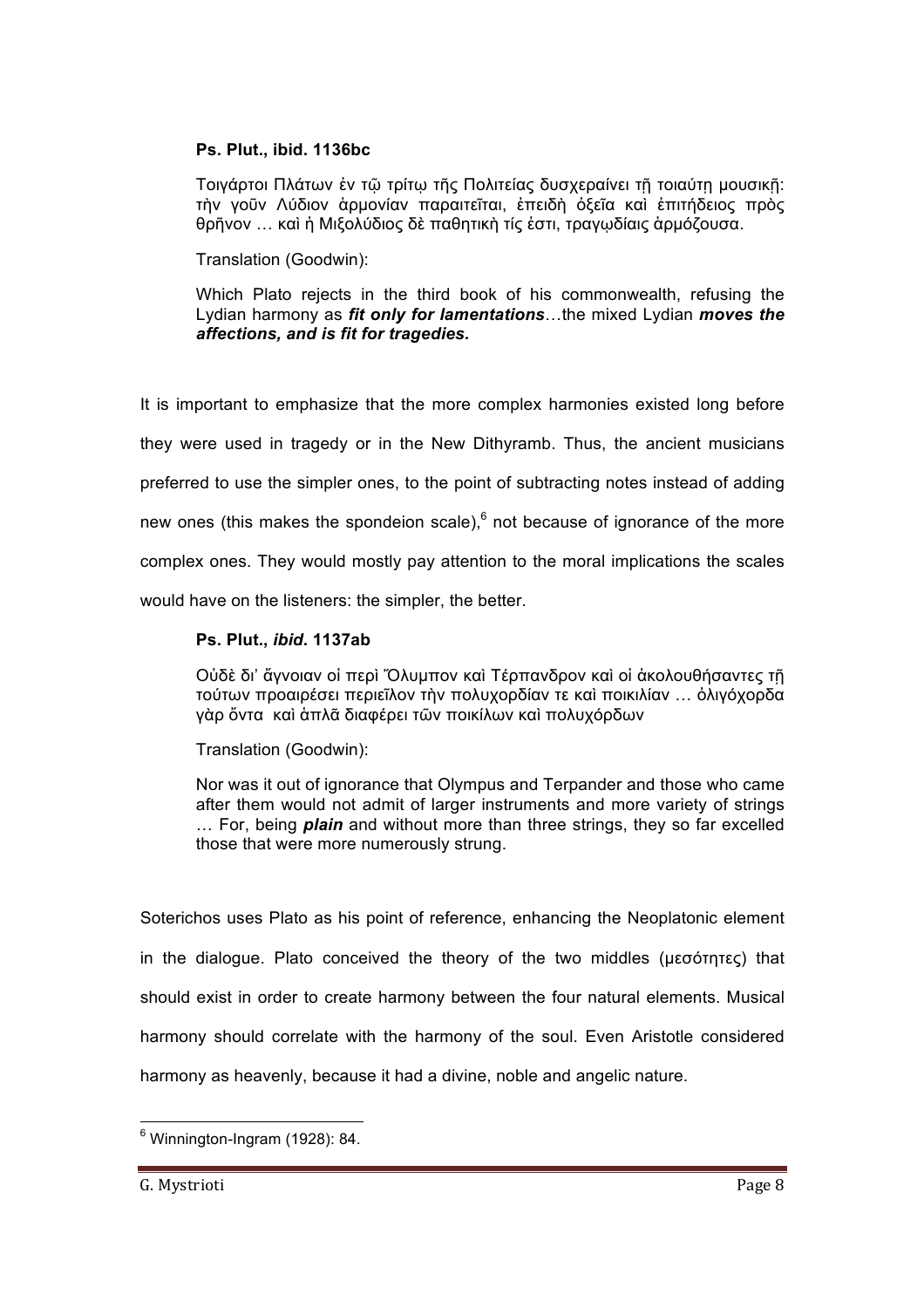**Ps. Plut., ibid. 1136bc**

Τοιγάρτοι Πλάτων ἐν τῷ τρίτῳ τῆς Πολιτείας δυσχεραίνει τῇ τοιαύτῃ μουσικῇ: τὴν γοῦν Λύδιον ἁρμονίαν παραιτεῖται, ἐπειδὴ ὀξεῖα καὶ ἐπιτήδειος πρὸς θρῆνον … καὶ ἡ Μιξολύδιος δὲ παθητική τίς ἐστι, τραγῳδίαις ἁρμόζουσα.

Translation (Goodwin):

Which Plato rejects in the third book of his commonwealth, refusing the Lydian harmony as ***fit only for lamentations***…the mixed Lydian ***moves the affections, and is fit for tragedies.***

It is important to emphasize that the more complex harmonies existed long before they were used in tragedy or in the New Dithyramb. Thus, the ancient musicians preferred to use the simpler ones, to the point of subtracting notes instead of adding new ones (this makes the spondeion scale),[6] not because of ignorance of the more complex ones. They would mostly pay attention to the moral implications the scales would have on the listeners: the simpler, the better.

**Ps. Plut., *ibid*. 1137ab**

Οὐδὲ δι' ἄγνοιαν οἱ περὶ Ὄλυμπον καὶ Τέρπανδρον καὶ οἱ ἀκολουθήσαντες τῇ τούτων προαιρέσει περιεῖλον τὴν πολυχορδίαν τε καὶ ποικιλίαν … ὀλιγόχορδα γὰρ ὄντα καὶ ἁπλᾶ διαφέρει τῶν ποικίλων καὶ πολυχόρδων

Translation (Goodwin):

Nor was it out of ignorance that Olympus and Terpander and those who came after them would not admit of larger instruments and more variety of strings … For, being ***plain*** and without more than three strings, they so far excelled those that were more numerously strung.

Soterichos uses Plato as his point of reference, enhancing the Neoplatonic element in the dialogue. Plato conceived the theory of the two middles (μεσότητες) that should exist in order to create harmony between the four natural elements. Musical harmony should correlate with the harmony of the soul. Even Aristotle considered harmony as heavenly, because it had a divine, noble and angelic nature.

[6] Winnington-Ingram (1928): 84.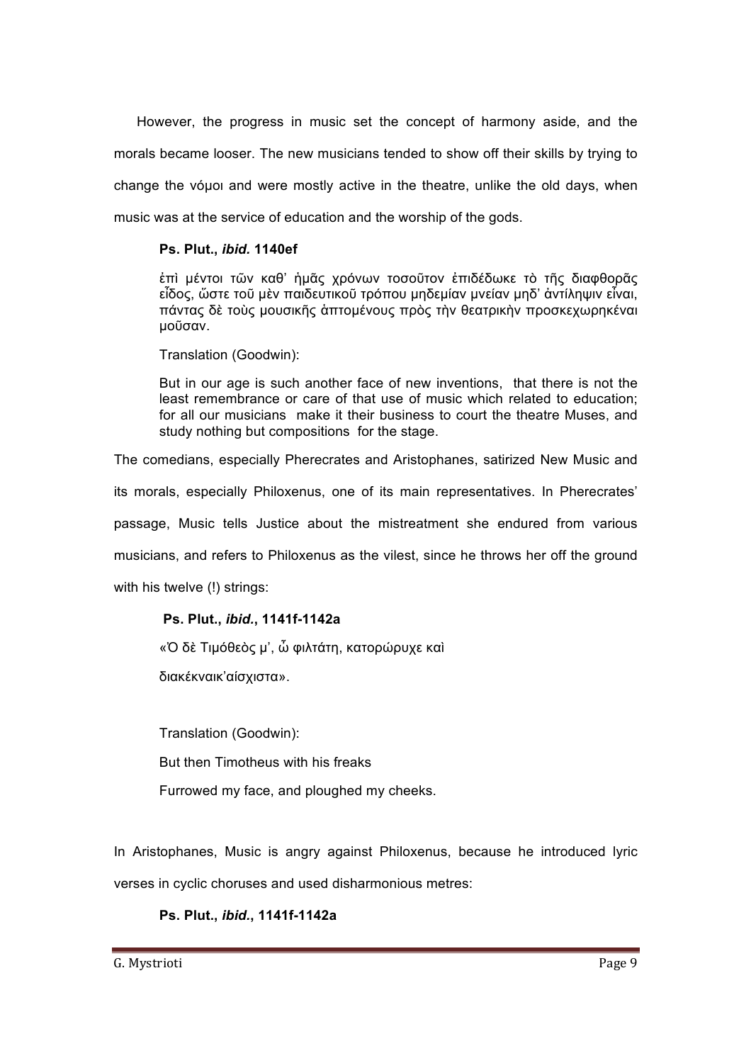However, the progress in music set the concept of harmony aside, and the morals became looser. The new musicians tended to show off their skills by trying to change the νόμοι and were mostly active in the theatre, unlike the old days, when music was at the service of education and the worship of the gods.

> **Ps. Plut.,** ***ibid.*** **1140ef**
>
> ἐπὶ μέντοι τῶν καθ' ἡμᾶς χρόνων τοσοῦτον ἐπιδέδωκε τὸ τῆς διαφθορᾶς εἶδος, ὥστε τοῦ μὲν παιδευτικοῦ τρόπου μηδεμίαν μνείαν μηδ' ἀντίληψιν εἶναι, πάντας δὲ τοὺς μουσικῆς ἁπτομένους πρὸς τὴν θεατρικὴν προσκεχωρηκέναι μοῦσαν.
>
> Translation (Goodwin):
>
> But in our age is such another face of new inventions, that there is not the least remembrance or care of that use of music which related to education; for all our musicians make it their business to court the theatre Muses, and study nothing but compositions for the stage.

The comedians, especially Pherecrates and Aristophanes, satirized New Music and its morals, especially Philoxenus, one of its main representatives. In Pherecrates' passage, Music tells Justice about the mistreatment she endured from various musicians, and refers to Philoxenus as the vilest, since he throws her off the ground with his twelve (!) strings:

> **Ps. Plut.,** ***ibid.*****, 1141f-1142a**
>
> «Ὁ δὲ Τιμόθεὸς μ', ὦ φιλτάτη, κατορώρυχε καὶ
>
> διακέκναικ'αίσχιστα».
>
> Translation (Goodwin):
>
> But then Timotheus with his freaks
>
> Furrowed my face, and ploughed my cheeks.

In Aristophanes, Music is angry against Philoxenus, because he introduced lyric verses in cyclic choruses and used disharmonious metres:

> **Ps. Plut.,** ***ibid.*****, 1141f-1142a**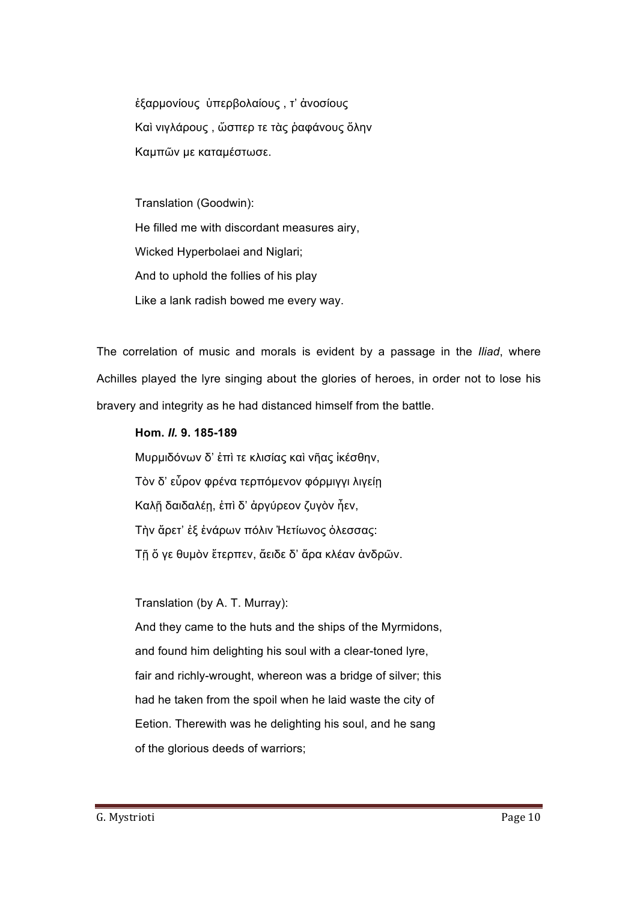ἐξαρμονίους ὑπερβολαίους , τ' ἀνοσίους

Καὶ νιγλάρους , ὥσπερ τε τὰς ῥαφάνους ὅλην

Καμπῶν με καταμέστωσε.

Translation (Goodwin):

He filled me with discordant measures airy,

Wicked Hyperbolaei and Niglari;

And to uphold the follies of his play

Like a lank radish bowed me every way.

The correlation of music and morals is evident by a passage in the *Iliad*, where Achilles played the lyre singing about the glories of heroes, in order not to lose his bravery and integrity as he had distanced himself from the battle.

**Hom. *Il.* 9. 185-189**

Μυρμιδόνων δ' ἐπὶ τε κλισίας καὶ νῆας ἱκέσθην,

Τὸν δ' εὗρον φρένα τερπόμενον φόρμιγγι λιγείῃ

Καλῇ δαιδαλέῃ, ἐπὶ δ' ἀργύρεον ζυγὸν ἦεν,

Τὴν ἄρετ' ἐξ ἐνάρων πόλιν Ἠετίωνος ὀλεσσας:

Τῇ ὅ γε θυμὸν ἔτερπεν, ἄειδε δ' ἄρα κλέαν ἀνδρῶν.

Translation (by A. T. Murray):

And they came to the huts and the ships of the Myrmidons,

and found him delighting his soul with a clear-toned lyre,

fair and richly-wrought, whereon was a bridge of silver; this

had he taken from the spoil when he laid waste the city of

Eetion. Therewith was he delighting his soul, and he sang

of the glorious deeds of warriors;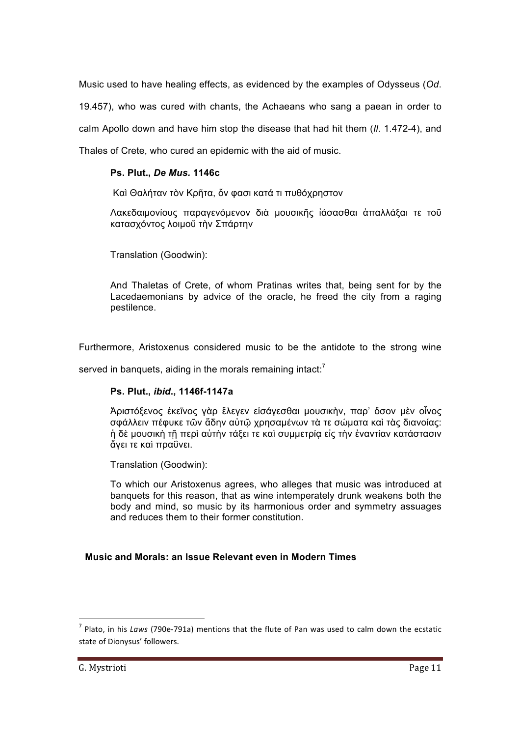Music used to have healing effects, as evidenced by the examples of Odysseus (*Od*. 19.457), who was cured with chants, the Achaeans who sang a paean in order to calm Apollo down and have him stop the disease that had hit them (*Il*. 1.472-4), and Thales of Crete, who cured an epidemic with the aid of music.

> **Ps. Plut., *De Mus.* 1146c**
>
> Καὶ Θαλήταν τὸν Κρῆτα, ὅν φασι κατά τι πυθόχρηστον
>
> Λακεδαιμονίους παραγενόμενον διὰ μουσικῆς ἰάσασθαι ἀπαλλάξαι τε τοῦ κατασχόντος λοιμοῦ τὴν Σπάρτην
>
> Translation (Goodwin):
>
> And Thaletas of Crete, of whom Pratinas writes that, being sent for by the Lacedaemonians by advice of the oracle, he freed the city from a raging pestilence.

Furthermore, Aristoxenus considered music to be the antidote to the strong wine served in banquets, aiding in the morals remaining intact:[7]

> **Ps. Plut., *ibid*., 1146f-1147a**
>
> Ἀριστόξενος ἐκεῖνος γὰρ ἔλεγεν εἰσάγεσθαι μουσικὴν, παρ' ὅσον μὲν οἶνος σφάλλειν πέφυκε τῶν ἅδην αὐτῷ χρησαμένων τά τε σώματα καὶ τὰς διανοίας: ἡ δὲ μουσικὴ τῇ περὶ αὐτὴν τάξει τε καὶ συμμετρίᾳ εἰς τὴν ἐναντίαν κατάστασιν ἄγει τε καὶ πραΰνει.
>
> Translation (Goodwin):
>
> To which our Aristoxenus agrees, who alleges that music was introduced at banquets for this reason, that as wine intemperately drunk weakens both the body and mind, so music by its harmonious order and symmetry assuages and reduces them to their former constitution.

## Music and Morals: an Issue Relevant even in Modern Times

---

[7] Plato, in his *Laws* (790e-791a) mentions that the flute of Pan was used to calm down the ecstatic state of Dionysus' followers.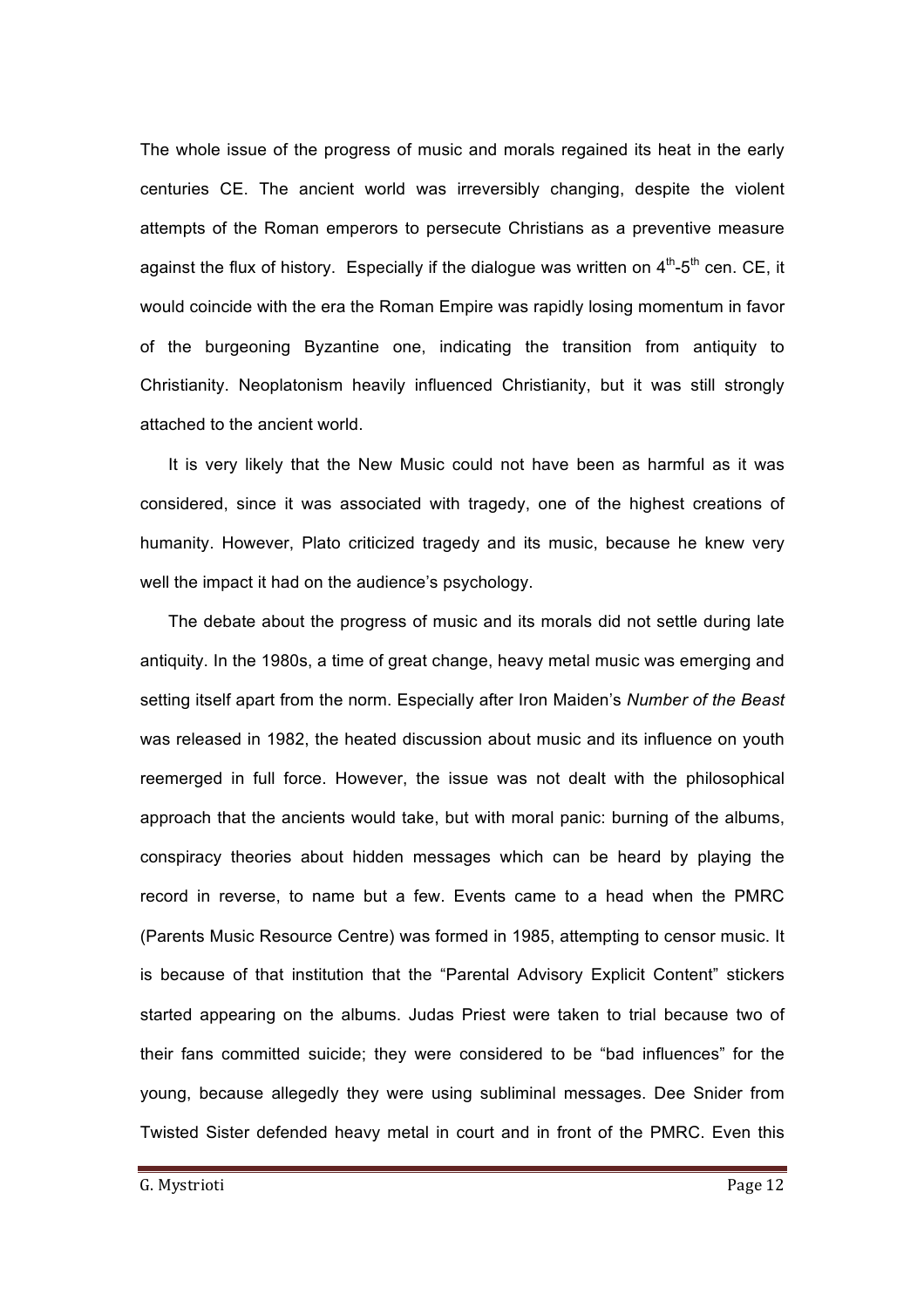The whole issue of the progress of music and morals regained its heat in the early centuries CE. The ancient world was irreversibly changing, despite the violent attempts of the Roman emperors to persecute Christians as a preventive measure against the flux of history. Especially if the dialogue was written on $4^{th}$-$5^{th}$ cen. CE, it would coincide with the era the Roman Empire was rapidly losing momentum in favor of the burgeoning Byzantine one, indicating the transition from antiquity to Christianity. Neoplatonism heavily influenced Christianity, but it was still strongly attached to the ancient world.

It is very likely that the New Music could not have been as harmful as it was considered, since it was associated with tragedy, one of the highest creations of humanity. However, Plato criticized tragedy and its music, because he knew very well the impact it had on the audience's psychology.

The debate about the progress of music and its morals did not settle during late antiquity. In the 1980s, a time of great change, heavy metal music was emerging and setting itself apart from the norm. Especially after Iron Maiden's *Number of the Beast* was released in 1982, the heated discussion about music and its influence on youth reemerged in full force. However, the issue was not dealt with the philosophical approach that the ancients would take, but with moral panic: burning of the albums, conspiracy theories about hidden messages which can be heard by playing the record in reverse, to name but a few. Events came to a head when the PMRC (Parents Music Resource Centre) was formed in 1985, attempting to censor music. It is because of that institution that the "Parental Advisory Explicit Content" stickers started appearing on the albums. Judas Priest were taken to trial because two of their fans committed suicide; they were considered to be "bad influences" for the young, because allegedly they were using subliminal messages. Dee Snider from Twisted Sister defended heavy metal in court and in front of the PMRC. Even this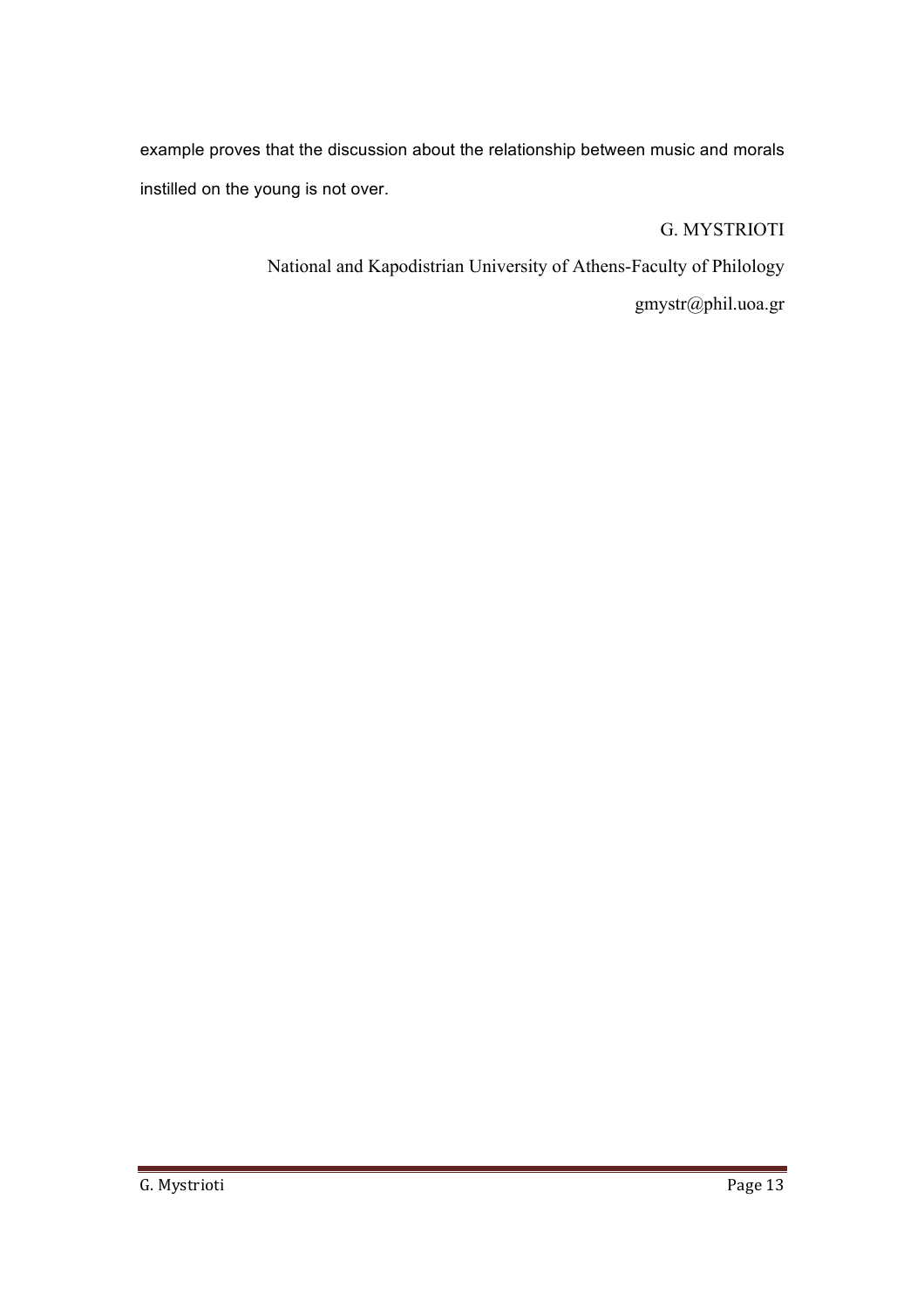example proves that the discussion about the relationship between music and morals instilled on the young is not over.

G. MYSTRIOTI

National and Kapodistrian University of Athens-Faculty of Philology

gmystr@phil.uoa.gr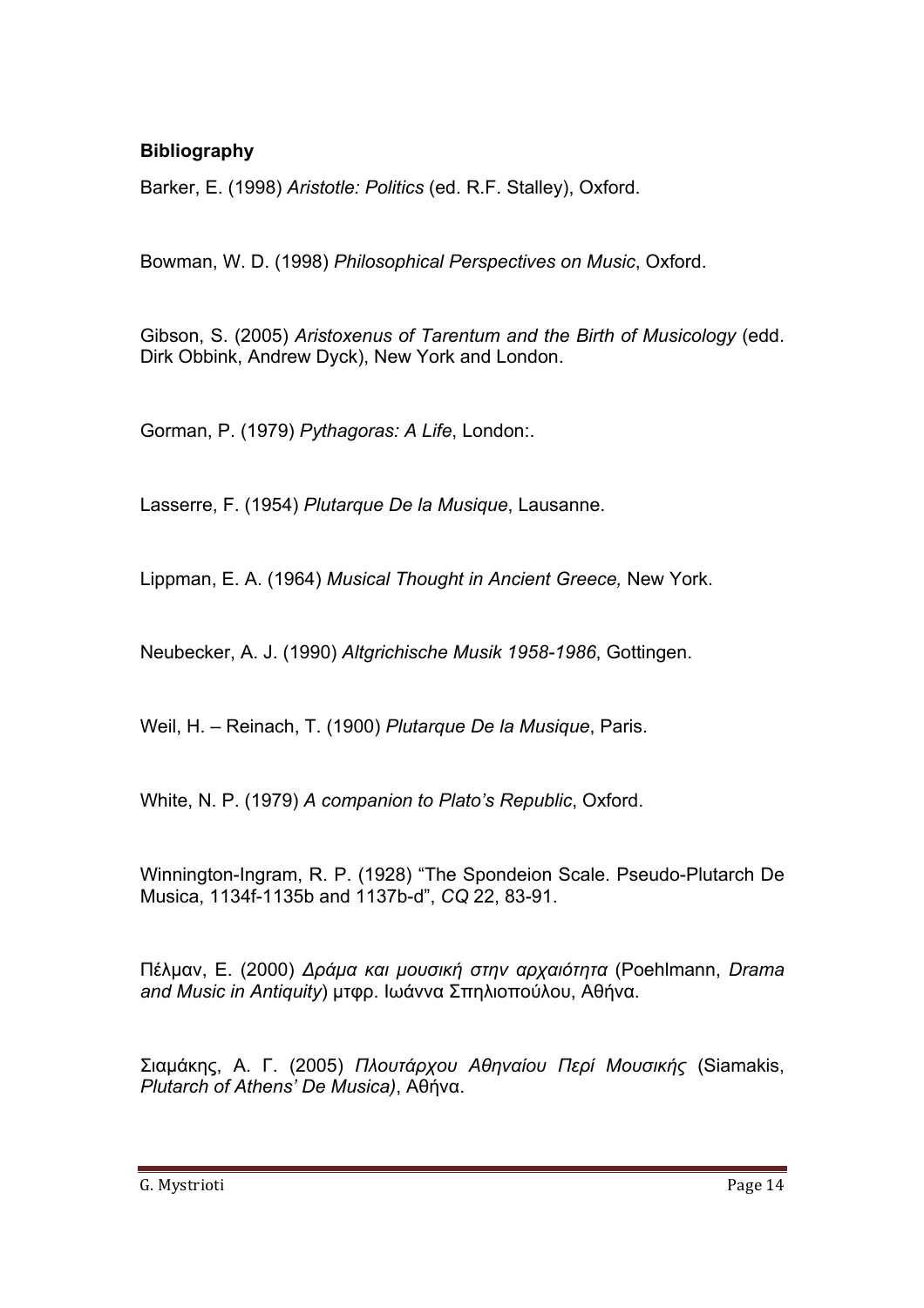**Bibliography**

Barker, E. (1998) *Aristotle: Politics* (ed. R.F. Stalley), Oxford.

Bowman, W. D. (1998) *Philosophical Perspectives on Music*, Oxford.

Gibson, S. (2005) *Aristoxenus of Tarentum and the Birth of Musicology* (edd. Dirk Obbink, Andrew Dyck), New York and London.

Gorman, P. (1979) *Pythagoras: A Life*, London:.

Lasserre, F. (1954) *Plutarque De la Musique*, Lausanne.

Lippman, E. A. (1964) *Musical Thought in Ancient Greece,* New York.

Neubecker, A. J. (1990) *Altgrichische Musik 1958-1986*, Gottingen.

Weil, H. – Reinach, T. (1900) *Plutarque De la Musique*, Paris.

White, N. P. (1979) *A companion to Plato's Republic*, Oxford.

Winnington-Ingram, R. P. (1928) "The Spondeion Scale. Pseudo-Plutarch De Musica, 1134f-1135b and 1137b-d", *CQ* 22, 83-91.

Πέλμαν, Ε. (2000) *Δράμα και μουσική στην αρχαιότητα* (Poehlmann, *Drama and Music in Antiquity*) μτφρ. Ιωάννα Σπηλιοπούλου, Αθήνα.

Σιαμάκης, Α. Γ. (2005) *Πλουτάρχου Αθηναίου Περί Μουσικής* (Siamakis, *Plutarch of Athens' De Musica)*, Αθήνα.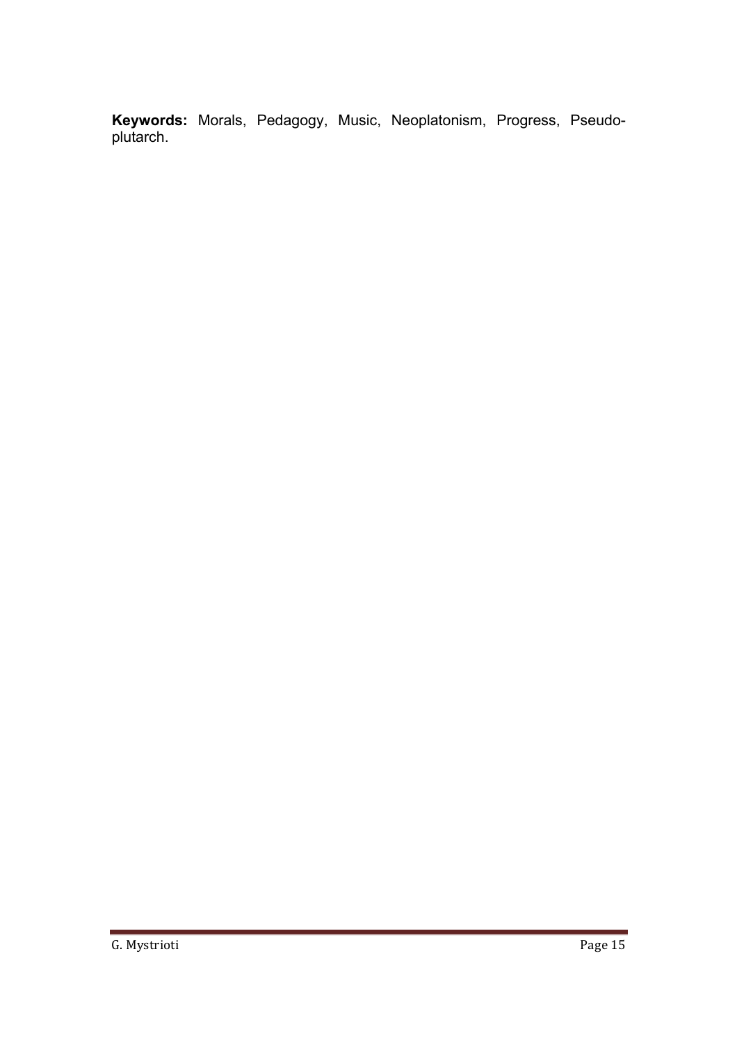**Keywords:** Morals, Pedagogy, Music, Neoplatonism, Progress, Pseudo-plutarch.